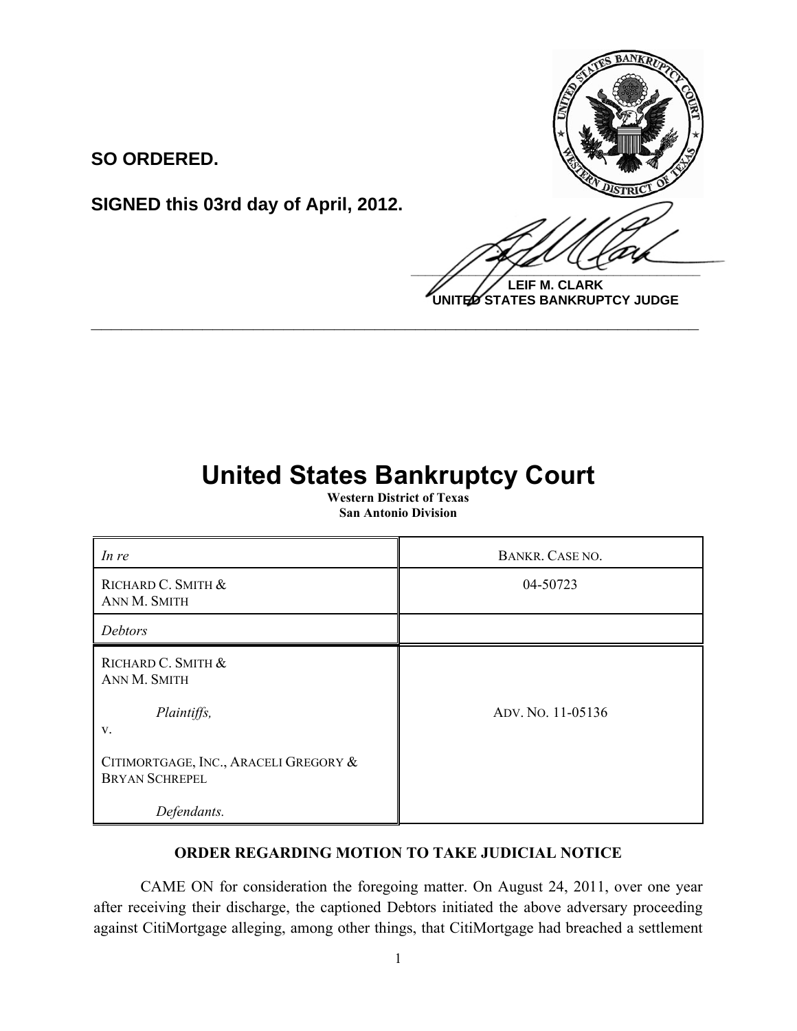**SO ORDERED.**

**SIGNED this 03rd day of April, 2012.**

**LEIF M. CLARK**
**UNITED STATES BANKRUPTCY JUDGE**

---

# United States Bankruptcy Court

**Western District of Texas**
**San Antonio Division**

| *In re* | BANKR. CASE NO. |
|---|---|
| RICHARD C. SMITH & ANN M. SMITH | 04-50723 |
| *Debtors* | |
| RICHARD C. SMITH & ANN M. SMITH<br><br>*Plaintiffs,*<br>v.<br><br>CITIMORTGAGE, INC., ARACELI GREGORY & BRYAN SCHREPEL<br><br>*Defendants.* | ADV. NO. 11-05136 |

**ORDER REGARDING MOTION TO TAKE JUDICIAL NOTICE**

CAME ON for consideration the foregoing matter. On August 24, 2011, over one year after receiving their discharge, the captioned Debtors initiated the above adversary proceeding against CitiMortgage alleging, among other things, that CitiMortgage had breached a settlement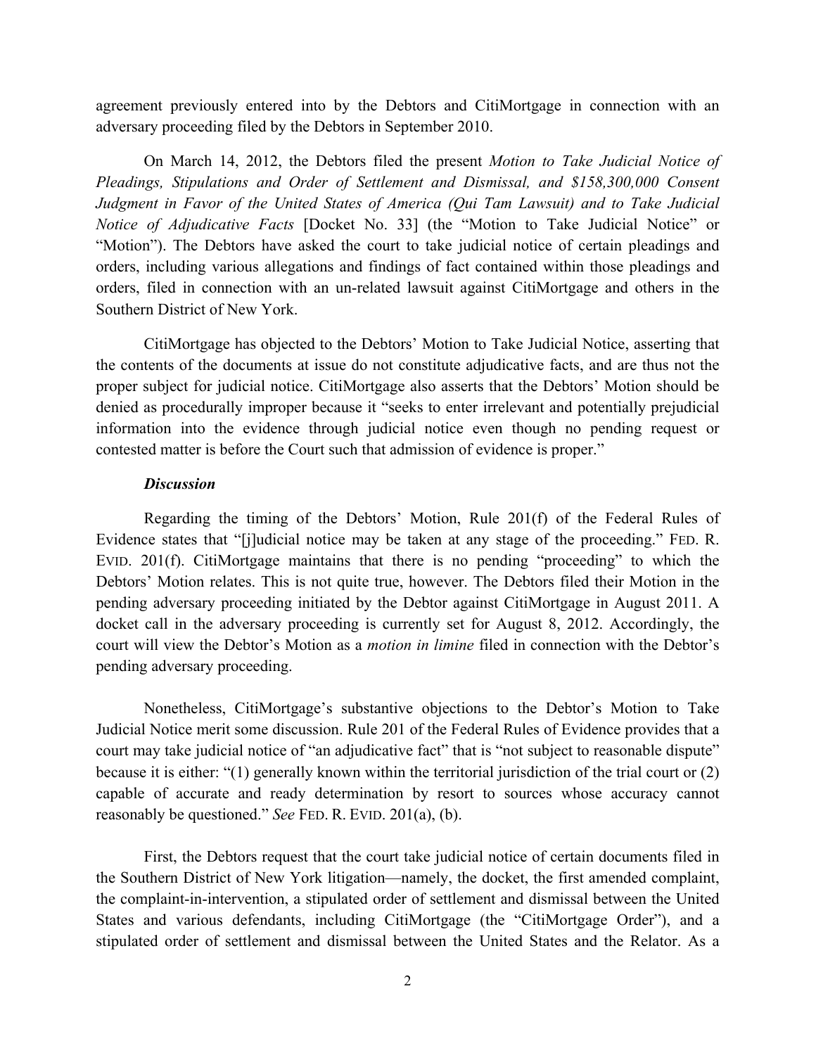agreement previously entered into by the Debtors and CitiMortgage in connection with an adversary proceeding filed by the Debtors in September 2010.

On March 14, 2012, the Debtors filed the present *Motion to Take Judicial Notice of Pleadings, Stipulations and Order of Settlement and Dismissal, and $158,300,000 Consent Judgment in Favor of the United States of America (Qui Tam Lawsuit) and to Take Judicial Notice of Adjudicative Facts* [Docket No. 33] (the "Motion to Take Judicial Notice" or "Motion"). The Debtors have asked the court to take judicial notice of certain pleadings and orders, including various allegations and findings of fact contained within those pleadings and orders, filed in connection with an un-related lawsuit against CitiMortgage and others in the Southern District of New York.

CitiMortgage has objected to the Debtors' Motion to Take Judicial Notice, asserting that the contents of the documents at issue do not constitute adjudicative facts, and are thus not the proper subject for judicial notice. CitiMortgage also asserts that the Debtors' Motion should be denied as procedurally improper because it "seeks to enter irrelevant and potentially prejudicial information into the evidence through judicial notice even though no pending request or contested matter is before the Court such that admission of evidence is proper."

***Discussion***

Regarding the timing of the Debtors' Motion, Rule 201(f) of the Federal Rules of Evidence states that "[j]udicial notice may be taken at any stage of the proceeding." FED. R. EVID. 201(f). CitiMortgage maintains that there is no pending "proceeding" to which the Debtors' Motion relates. This is not quite true, however. The Debtors filed their Motion in the pending adversary proceeding initiated by the Debtor against CitiMortgage in August 2011. A docket call in the adversary proceeding is currently set for August 8, 2012. Accordingly, the court will view the Debtor's Motion as a *motion in limine* filed in connection with the Debtor's pending adversary proceeding.

Nonetheless, CitiMortgage's substantive objections to the Debtor's Motion to Take Judicial Notice merit some discussion. Rule 201 of the Federal Rules of Evidence provides that a court may take judicial notice of "an adjudicative fact" that is "not subject to reasonable dispute" because it is either: "(1) generally known within the territorial jurisdiction of the trial court or (2) capable of accurate and ready determination by resort to sources whose accuracy cannot reasonably be questioned." *See* FED. R. EVID. 201(a), (b).

First, the Debtors request that the court take judicial notice of certain documents filed in the Southern District of New York litigation—namely, the docket, the first amended complaint, the complaint-in-intervention, a stipulated order of settlement and dismissal between the United States and various defendants, including CitiMortgage (the "CitiMortgage Order"), and a stipulated order of settlement and dismissal between the United States and the Relator. As a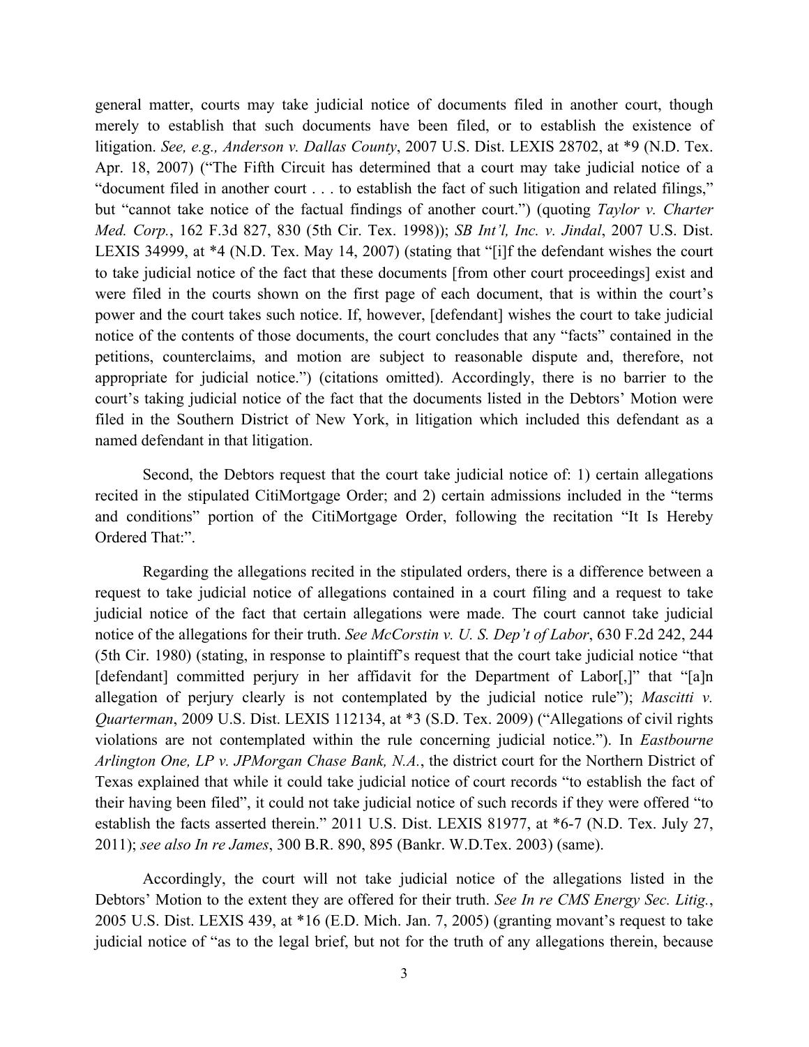general matter, courts may take judicial notice of documents filed in another court, though merely to establish that such documents have been filed, or to establish the existence of litigation. *See, e.g., Anderson v. Dallas County*, 2007 U.S. Dist. LEXIS 28702, at *9 (N.D. Tex. Apr. 18, 2007) ("The Fifth Circuit has determined that a court may take judicial notice of a "document filed in another court . . . to establish the fact of such litigation and related filings," but "cannot take notice of the factual findings of another court.") (quoting *Taylor v. Charter Med. Corp.*, 162 F.3d 827, 830 (5th Cir. Tex. 1998)); *SB Int'l, Inc. v. Jindal*, 2007 U.S. Dist. LEXIS 34999, at *4 (N.D. Tex. May 14, 2007) (stating that "[i]f the defendant wishes the court to take judicial notice of the fact that these documents [from other court proceedings] exist and were filed in the courts shown on the first page of each document, that is within the court's power and the court takes such notice. If, however, [defendant] wishes the court to take judicial notice of the contents of those documents, the court concludes that any "facts" contained in the petitions, counterclaims, and motion are subject to reasonable dispute and, therefore, not appropriate for judicial notice.") (citations omitted). Accordingly, there is no barrier to the court's taking judicial notice of the fact that the documents listed in the Debtors' Motion were filed in the Southern District of New York, in litigation which included this defendant as a named defendant in that litigation.

Second, the Debtors request that the court take judicial notice of: 1) certain allegations recited in the stipulated CitiMortgage Order; and 2) certain admissions included in the "terms and conditions" portion of the CitiMortgage Order, following the recitation "It Is Hereby Ordered That:".

Regarding the allegations recited in the stipulated orders, there is a difference between a request to take judicial notice of allegations contained in a court filing and a request to take judicial notice of the fact that certain allegations were made. The court cannot take judicial notice of the allegations for their truth. *See McCorstin v. U. S. Dep't of Labor*, 630 F.2d 242, 244 (5th Cir. 1980) (stating, in response to plaintiff's request that the court take judicial notice "that [defendant] committed perjury in her affidavit for the Department of Labor[,]" that "[a]n allegation of perjury clearly is not contemplated by the judicial notice rule"); *Mascitti v. Quarterman*, 2009 U.S. Dist. LEXIS 112134, at *3 (S.D. Tex. 2009) ("Allegations of civil rights violations are not contemplated within the rule concerning judicial notice."). In *Eastbourne Arlington One, LP v. JPMorgan Chase Bank, N.A.*, the district court for the Northern District of Texas explained that while it could take judicial notice of court records "to establish the fact of their having been filed", it could not take judicial notice of such records if they were offered "to establish the facts asserted therein." 2011 U.S. Dist. LEXIS 81977, at *6-7 (N.D. Tex. July 27, 2011); *see also In re James*, 300 B.R. 890, 895 (Bankr. W.D.Tex. 2003) (same).

Accordingly, the court will not take judicial notice of the allegations listed in the Debtors' Motion to the extent they are offered for their truth. *See In re CMS Energy Sec. Litig.*, 2005 U.S. Dist. LEXIS 439, at *16 (E.D. Mich. Jan. 7, 2005) (granting movant's request to take judicial notice of "as to the legal brief, but not for the truth of any allegations therein, because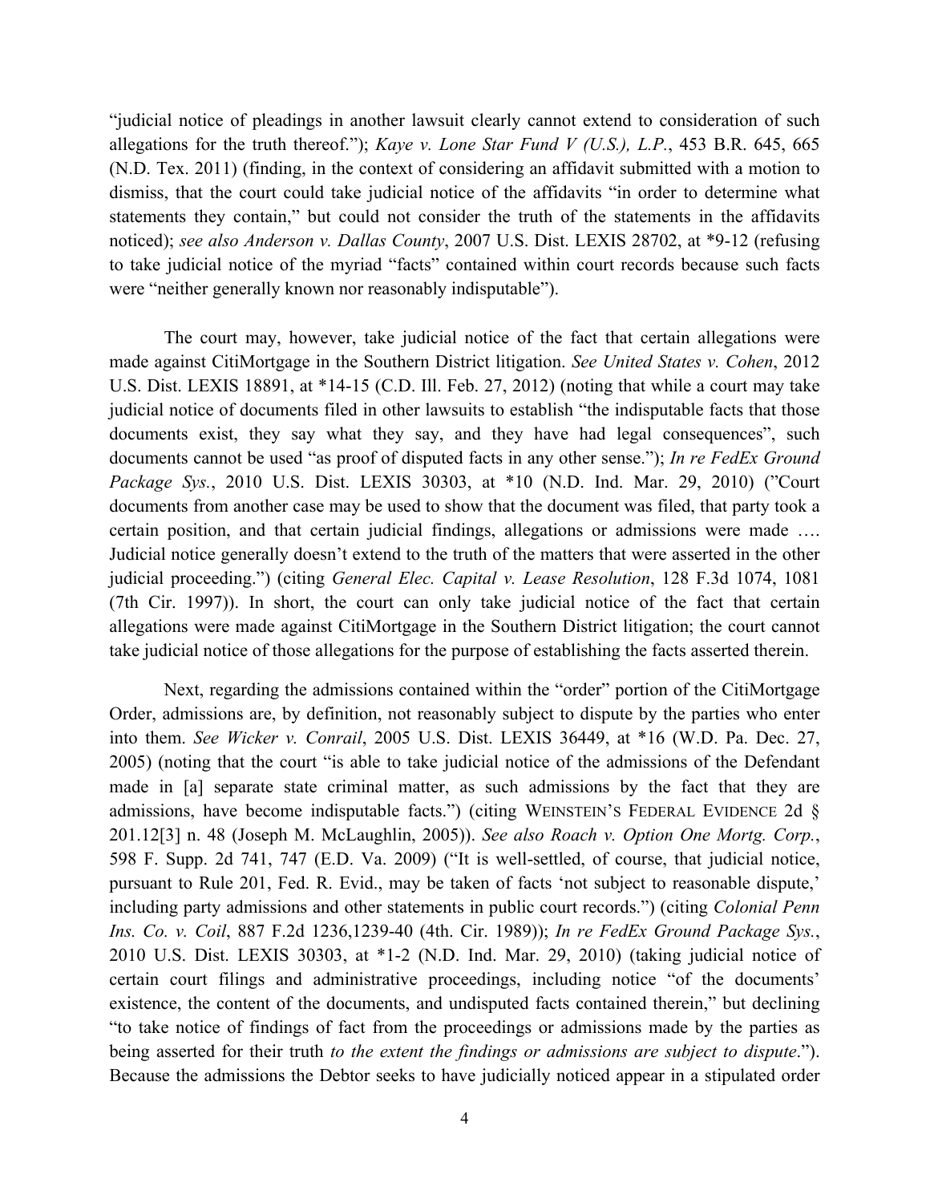"judicial notice of pleadings in another lawsuit clearly cannot extend to consideration of such allegations for the truth thereof."); *Kaye v. Lone Star Fund V (U.S.), L.P.*, 453 B.R. 645, 665 (N.D. Tex. 2011) (finding, in the context of considering an affidavit submitted with a motion to dismiss, that the court could take judicial notice of the affidavits "in order to determine what statements they contain," but could not consider the truth of the statements in the affidavits noticed); *see also Anderson v. Dallas County*, 2007 U.S. Dist. LEXIS 28702, at *9-12 (refusing to take judicial notice of the myriad "facts" contained within court records because such facts were "neither generally known nor reasonably indisputable").

The court may, however, take judicial notice of the fact that certain allegations were made against CitiMortgage in the Southern District litigation. *See United States v. Cohen*, 2012 U.S. Dist. LEXIS 18891, at *14-15 (C.D. Ill. Feb. 27, 2012) (noting that while a court may take judicial notice of documents filed in other lawsuits to establish "the indisputable facts that those documents exist, they say what they say, and they have had legal consequences", such documents cannot be used "as proof of disputed facts in any other sense."); *In re FedEx Ground Package Sys.*, 2010 U.S. Dist. LEXIS 30303, at *10 (N.D. Ind. Mar. 29, 2010) ("Court documents from another case may be used to show that the document was filed, that party took a certain position, and that certain judicial findings, allegations or admissions were made …. Judicial notice generally doesn't extend to the truth of the matters that were asserted in the other judicial proceeding.") (citing *General Elec. Capital v. Lease Resolution*, 128 F.3d 1074, 1081 (7th Cir. 1997)). In short, the court can only take judicial notice of the fact that certain allegations were made against CitiMortgage in the Southern District litigation; the court cannot take judicial notice of those allegations for the purpose of establishing the facts asserted therein.

Next, regarding the admissions contained within the "order" portion of the CitiMortgage Order, admissions are, by definition, not reasonably subject to dispute by the parties who enter into them. *See Wicker v. Conrail*, 2005 U.S. Dist. LEXIS 36449, at *16 (W.D. Pa. Dec. 27, 2005) (noting that the court "is able to take judicial notice of the admissions of the Defendant made in [a] separate state criminal matter, as such admissions by the fact that they are admissions, have become indisputable facts.") (citing WEINSTEIN'S FEDERAL EVIDENCE 2d § 201.12[3] n. 48 (Joseph M. McLaughlin, 2005)). *See also Roach v. Option One Mortg. Corp.*, 598 F. Supp. 2d 741, 747 (E.D. Va. 2009) ("It is well-settled, of course, that judicial notice, pursuant to Rule 201, Fed. R. Evid., may be taken of facts 'not subject to reasonable dispute,' including party admissions and other statements in public court records.") (citing *Colonial Penn Ins. Co. v. Coil*, 887 F.2d 1236,1239-40 (4th. Cir. 1989)); *In re FedEx Ground Package Sys.*, 2010 U.S. Dist. LEXIS 30303, at *1-2 (N.D. Ind. Mar. 29, 2010) (taking judicial notice of certain court filings and administrative proceedings, including notice "of the documents' existence, the content of the documents, and undisputed facts contained therein," but declining "to take notice of findings of fact from the proceedings or admissions made by the parties as being asserted for their truth *to the extent the findings or admissions are subject to dispute*."). Because the admissions the Debtor seeks to have judicially noticed appear in a stipulated order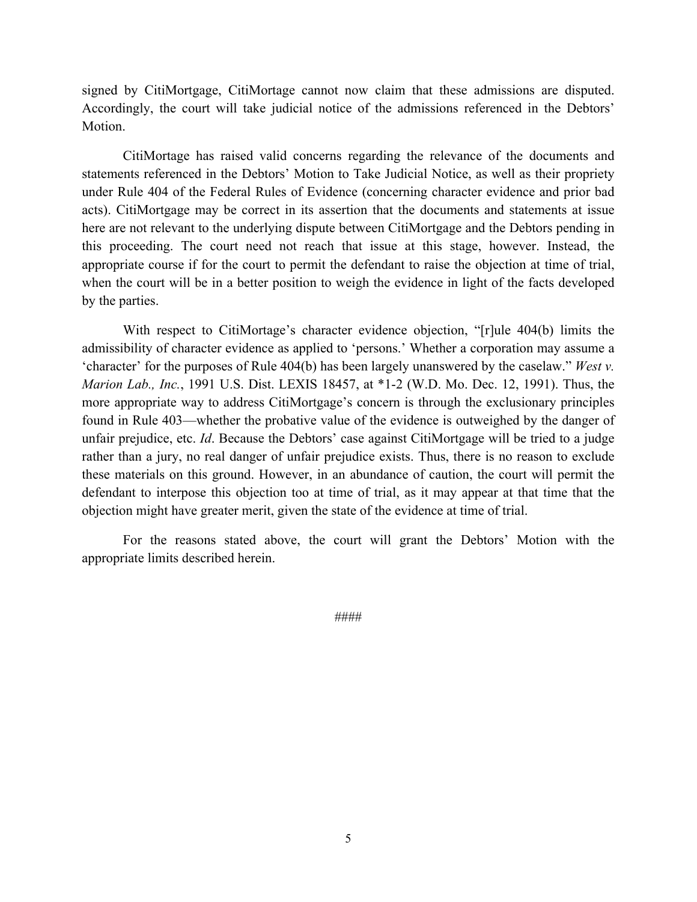signed by CitiMortgage, CitiMortage cannot now claim that these admissions are disputed. Accordingly, the court will take judicial notice of the admissions referenced in the Debtors' Motion.

CitiMortage has raised valid concerns regarding the relevance of the documents and statements referenced in the Debtors' Motion to Take Judicial Notice, as well as their propriety under Rule 404 of the Federal Rules of Evidence (concerning character evidence and prior bad acts). CitiMortgage may be correct in its assertion that the documents and statements at issue here are not relevant to the underlying dispute between CitiMortgage and the Debtors pending in this proceeding. The court need not reach that issue at this stage, however. Instead, the appropriate course if for the court to permit the defendant to raise the objection at time of trial, when the court will be in a better position to weigh the evidence in light of the facts developed by the parties.

With respect to CitiMortage's character evidence objection, "[r]ule 404(b) limits the admissibility of character evidence as applied to 'persons.' Whether a corporation may assume a 'character' for the purposes of Rule 404(b) has been largely unanswered by the caselaw." *West v. Marion Lab., Inc.*, 1991 U.S. Dist. LEXIS 18457, at *1-2 (W.D. Mo. Dec. 12, 1991). Thus, the more appropriate way to address CitiMortgage's concern is through the exclusionary principles found in Rule 403—whether the probative value of the evidence is outweighed by the danger of unfair prejudice, etc. *Id*. Because the Debtors' case against CitiMortgage will be tried to a judge rather than a jury, no real danger of unfair prejudice exists. Thus, there is no reason to exclude these materials on this ground. However, in an abundance of caution, the court will permit the defendant to interpose this objection too at time of trial, as it may appear at that time that the objection might have greater merit, given the state of the evidence at time of trial.

For the reasons stated above, the court will grant the Debtors' Motion with the appropriate limits described herein.

####